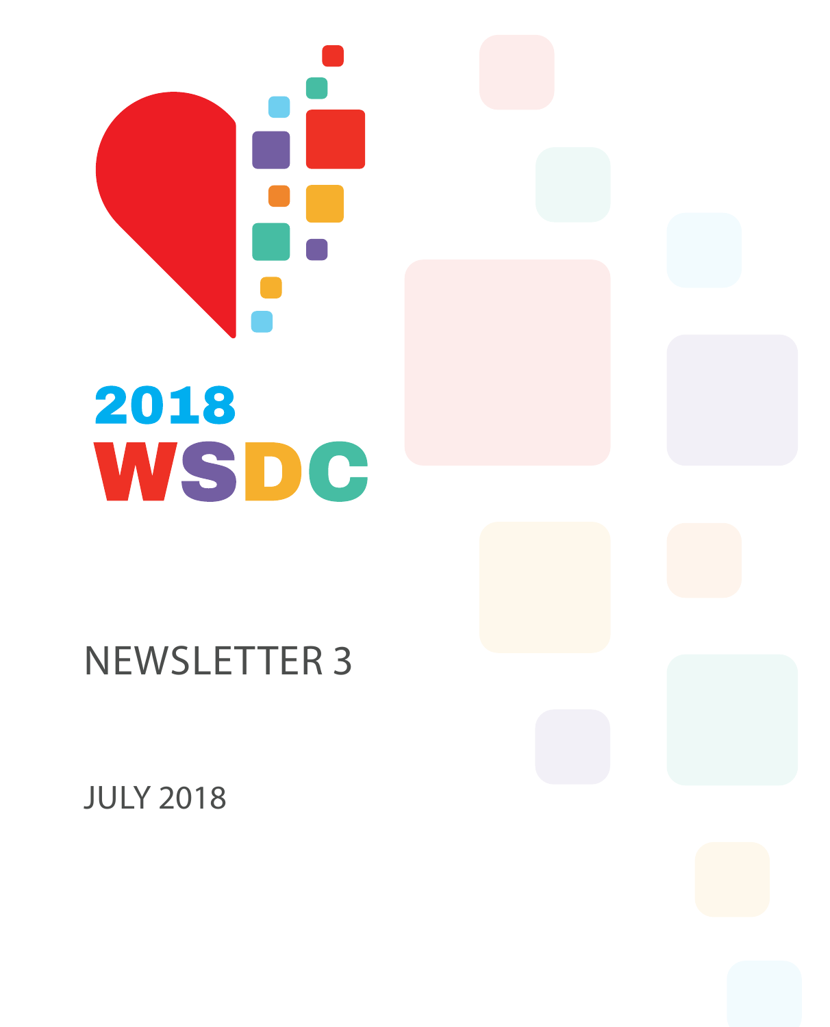# 2018 WSDC

## NEWSLETTER 3

JULY 2018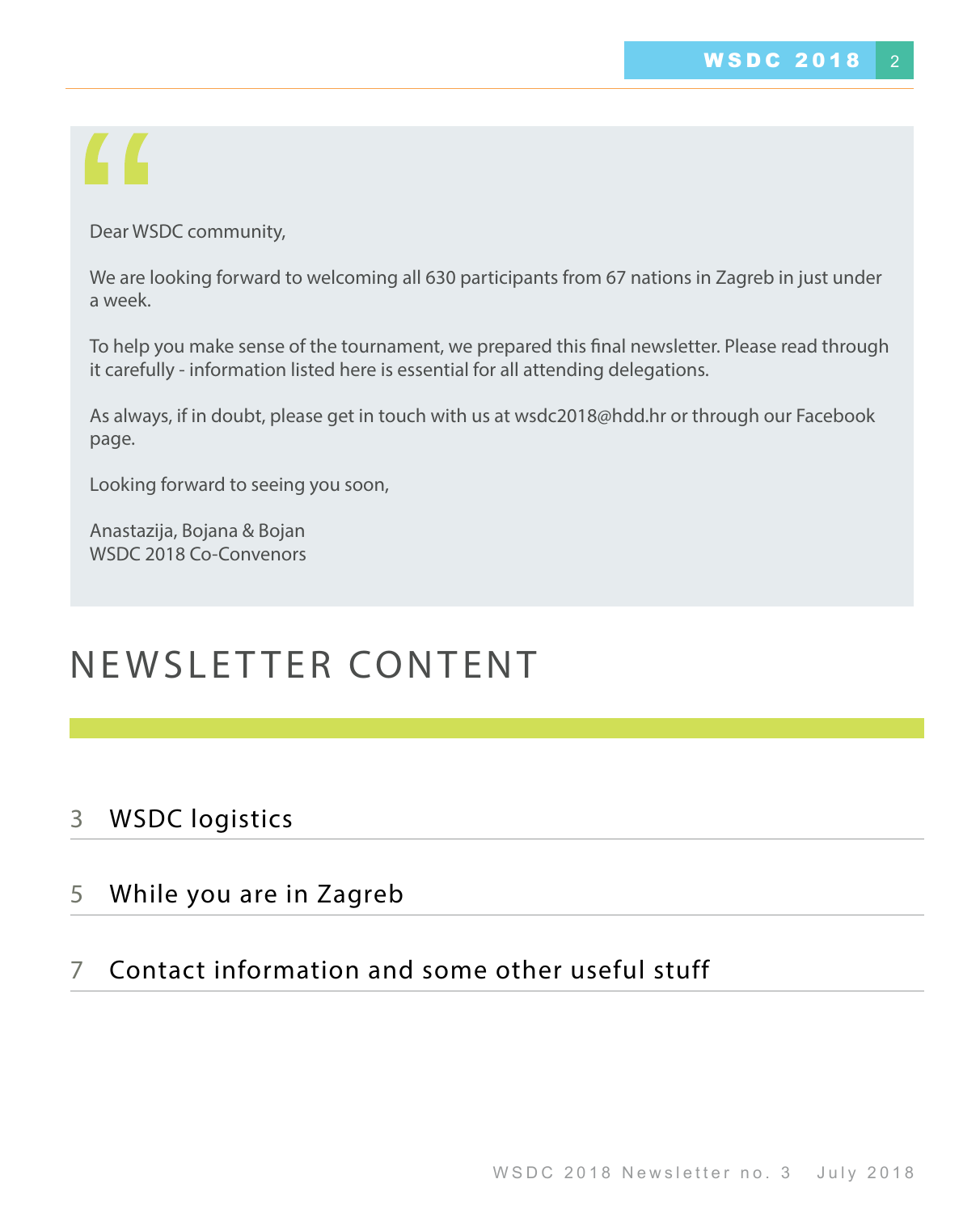Dear WSDC community,

We are looking forward to welcoming all 630 participants from 67 nations in Zagreb in just under a week.

To help you make sense of the tournament, we prepared this final newsletter. Please read through it carefully - information listed here is essential for all attending delegations.

As always, if in doubt, please get in touch with us at wsdc2018@hdd.hr or through our Facebook page.

Looking forward to seeing you soon,

Anastazija, Bojana & Bojan
WSDC 2018 Co-Convenors

# NEWSLETTER CONTENT

3 WSDC logistics

5 While you are in Zagreb

7 Contact information and some other useful stuff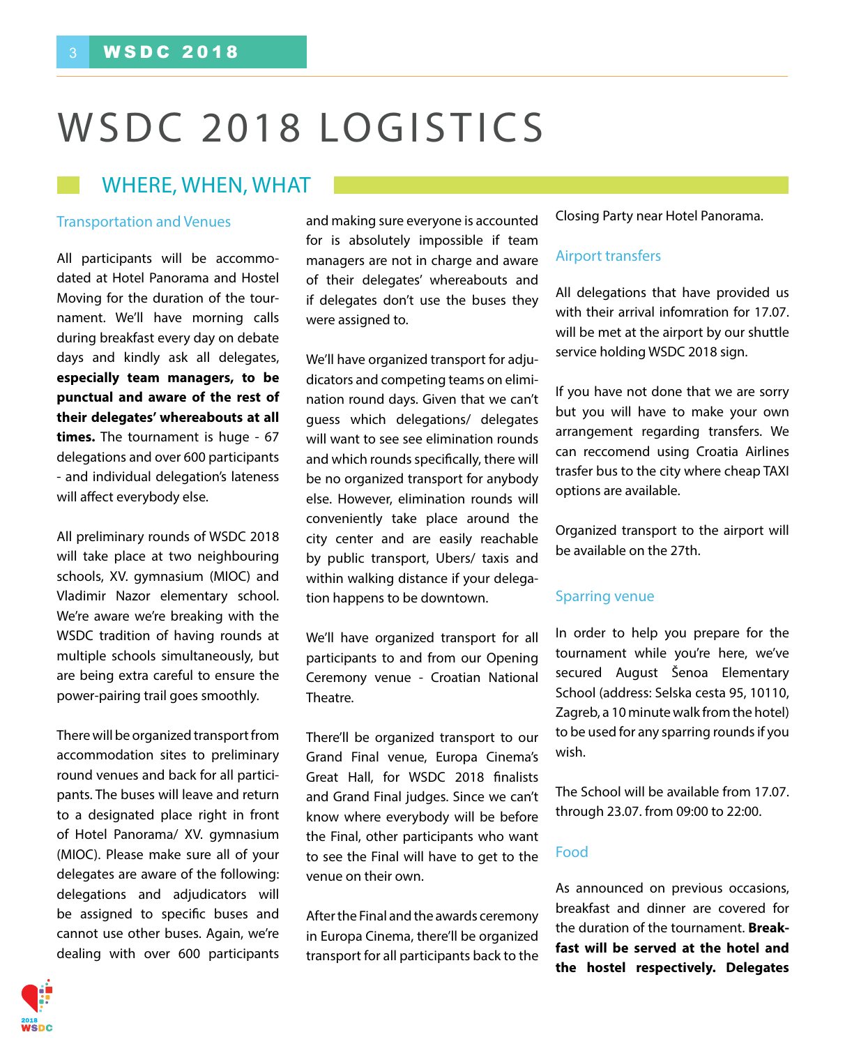# WSDC 2018 LOGISTICS

## WHERE, WHEN, WHAT

### Transportation and Venues

All participants will be accommodated at Hotel Panorama and Hostel Moving for the duration of the tournament. We'll have morning calls during breakfast every day on debate days and kindly ask all delegates, **especially team managers, to be punctual and aware of the rest of their delegates' whereabouts at all times.** The tournament is huge - 67 delegations and over 600 participants - and individual delegation's lateness will affect everybody else.

All preliminary rounds of WSDC 2018 will take place at two neighbouring schools, XV. gymnasium (MIOC) and Vladimir Nazor elementary school. We're aware we're breaking with the WSDC tradition of having rounds at multiple schools simultaneously, but are being extra careful to ensure the power-pairing trail goes smoothly.

There will be organized transport from accommodation sites to preliminary round venues and back for all participants. The buses will leave and return to a designated place right in front of Hotel Panorama/ XV. gymnasium (MIOC). Please make sure all of your delegates are aware of the following: delegations and adjudicators will be assigned to specific buses and cannot use other buses. Again, we're dealing with over 600 participants and making sure everyone is accounted for is absolutely impossible if team managers are not in charge and aware of their delegates' whereabouts and if delegates don't use the buses they were assigned to.

We'll have organized transport for adjudicators and competing teams on elimination round days. Given that we can't guess which delegations/ delegates will want to see see elimination rounds and which rounds specifically, there will be no organized transport for anybody else. However, elimination rounds will conveniently take place around the city center and are easily reachable by public transport, Ubers/ taxis and within walking distance if your delegation happens to be downtown.

We'll have organized transport for all participants to and from our Opening Ceremony venue - Croatian National Theatre.

There'll be organized transport to our Grand Final venue, Europa Cinema's Great Hall, for WSDC 2018 finalists and Grand Final judges. Since we can't know where everybody will be before the Final, other participants who want to see the Final will have to get to the venue on their own.

After the Final and the awards ceremony in Europa Cinema, there'll be organized transport for all participants back to the Closing Party near Hotel Panorama.

### Airport transfers

All delegations that have provided us with their arrival infomration for 17.07. will be met at the airport by our shuttle service holding WSDC 2018 sign.

If you have not done that we are sorry but you will have to make your own arrangement regarding transfers. We can reccomend using Croatia Airlines trasfer bus to the city where cheap TAXI options are available.

Organized transport to the airport will be available on the 27th.

### Sparring venue

In order to help you prepare for the tournament while you're here, we've secured August Šenoa Elementary School (address: Selska cesta 95, 10110, Zagreb, a 10 minute walk from the hotel) to be used for any sparring rounds if you wish.

The School will be available from 17.07. through 23.07. from 09:00 to 22:00.

### Food

As announced on previous occasions, breakfast and dinner are covered for the duration of the tournament. **Breakfast will be served at the hotel and the hostel respectively. Delegates**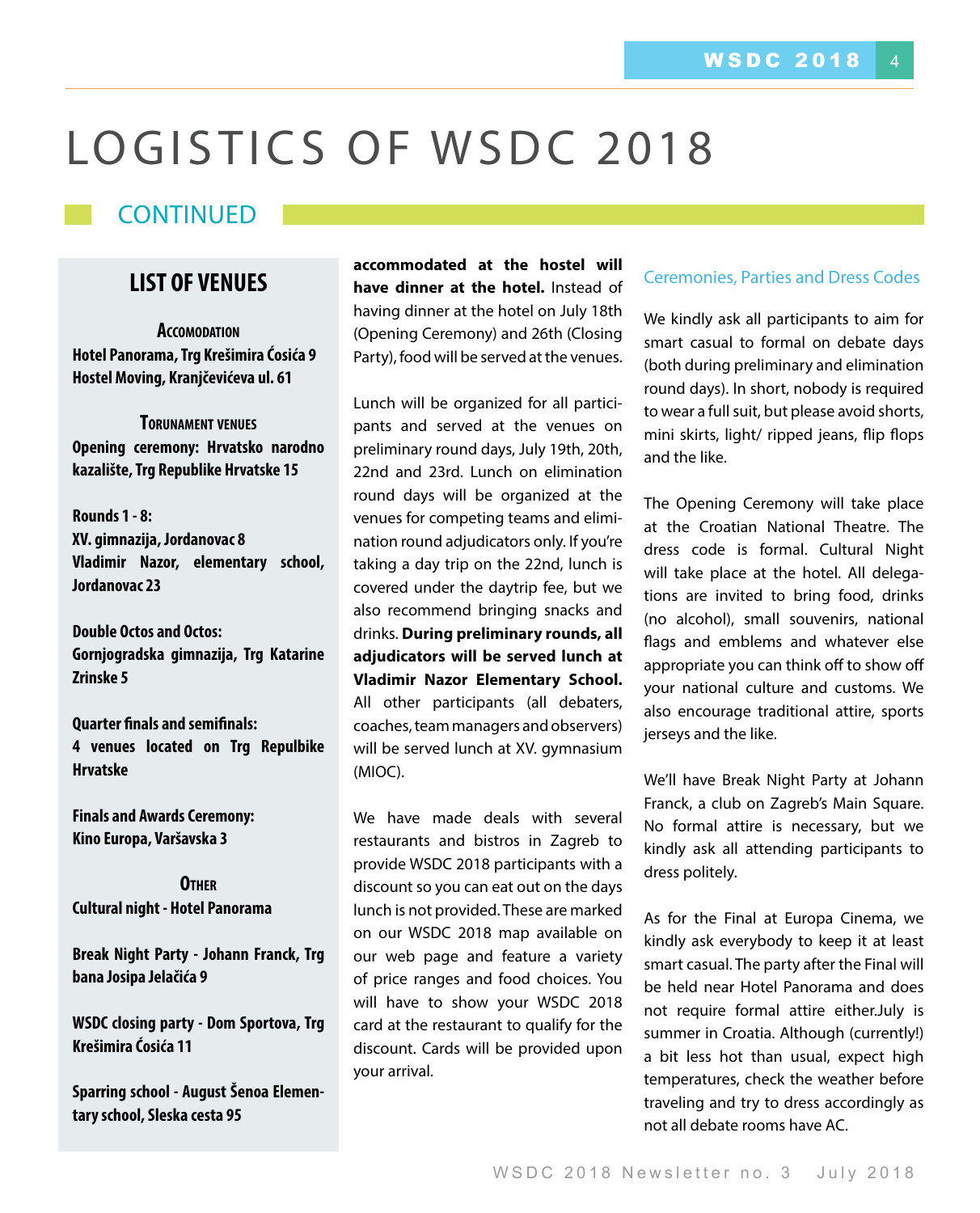# LOGISTICS OF WSDC 2018

## CONTINUED

### LIST OF VENUES

**Accomodation**

**Hotel Panorama, Trg Krešimira Ćosića 9**
**Hostel Moving, Kranjčevićeva ul. 61**

**Torunament venues**

**Opening ceremony: Hrvatsko narodno kazalište, Trg Republike Hrvatske 15**

**Rounds 1 - 8:**
**XV. gimnazija, Jordanovac 8**
**Vladimir Nazor, elementary school, Jordanovac 23**

**Double Octos and Octos:**
**Gornjogradska gimnazija, Trg Katarine Zrinske 5**

**Quarter finals and semifinals:**
**4 venues located on Trg Repulbike Hrvatske**

**Finals and Awards Ceremony:**
**Kino Europa, Varšavska 3**

**Other**

**Cultural night - Hotel Panorama**

**Break Night Party - Johann Franck, Trg bana Josipa Jelačića 9**

**WSDC closing party - Dom Sportova, Trg Krešimira Ćosića 11**

**Sparring school - August Šenoa Elementary school, Sleska cesta 95**

**accommodated at the hostel will have dinner at the hotel.** Instead of having dinner at the hotel on July 18th (Opening Ceremony) and 26th (Closing Party), food will be served at the venues.

Lunch will be organized for all participants and served at the venues on preliminary round days, July 19th, 20th, 22nd and 23rd. Lunch on elimination round days will be organized at the venues for competing teams and elimination round adjudicators only. If you're taking a day trip on the 22nd, lunch is covered under the daytrip fee, but we also recommend bringing snacks and drinks. **During preliminary rounds, all adjudicators will be served lunch at Vladimir Nazor Elementary School.** All other participants (all debaters, coaches, team managers and observers) will be served lunch at XV. gymnasium (MIOC).

We have made deals with several restaurants and bistros in Zagreb to provide WSDC 2018 participants with a discount so you can eat out on the days lunch is not provided. These are marked on our WSDC 2018 map available on our web page and feature a variety of price ranges and food choices. You will have to show your WSDC 2018 card at the restaurant to qualify for the discount. Cards will be provided upon your arrival.

### Ceremonies, Parties and Dress Codes

We kindly ask all participants to aim for smart casual to formal on debate days (both during preliminary and elimination round days). In short, nobody is required to wear a full suit, but please avoid shorts, mini skirts, light/ ripped jeans, flip flops and the like.

The Opening Ceremony will take place at the Croatian National Theatre. The dress code is formal. Cultural Night will take place at the hotel. All delegations are invited to bring food, drinks (no alcohol), small souvenirs, national flags and emblems and whatever else appropriate you can think off to show off your national culture and customs. We also encourage traditional attire, sports jerseys and the like.

We'll have Break Night Party at Johann Franck, a club on Zagreb's Main Square. No formal attire is necessary, but we kindly ask all attending participants to dress politely.

As for the Final at Europa Cinema, we kindly ask everybody to keep it at least smart casual. The party after the Final will be held near Hotel Panorama and does not require formal attire either.July is summer in Croatia. Although (currently!) a bit less hot than usual, expect high temperatures, check the weather before traveling and try to dress accordingly as not all debate rooms have AC.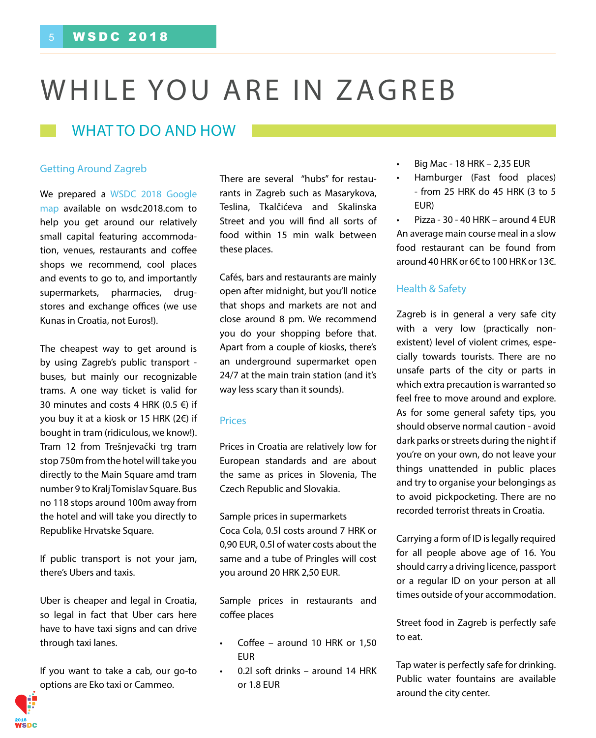# WHILE YOU ARE IN ZAGREB

## WHAT TO DO AND HOW

### Getting Around Zagreb

We prepared a WSDC 2018 Google map available on wsdc2018.com to help you get around our relatively small capital featuring accommodation, venues, restaurants and coffee shops we recommend, cool places and events to go to, and importantly supermarkets, pharmacies, drugstores and exchange offices (we use Kunas in Croatia, not Euros!).

The cheapest way to get around is by using Zagreb's public transport - buses, but mainly our recognizable trams. A one way ticket is valid for 30 minutes and costs 4 HRK (0.5 €) if you buy it at a kiosk or 15 HRK (2€) if bought in tram (ridiculous, we know!). Tram 12 from Trešnjevački trg tram stop 750m from the hotel will take you directly to the Main Square amd tram number 9 to Kralj Tomislav Square. Bus no 118 stops around 100m away from the hotel and will take you directly to Republike Hrvatske Square.

If public transport is not your jam, there's Ubers and taxis.

Uber is cheaper and legal in Croatia, so legal in fact that Uber cars here have to have taxi signs and can drive through taxi lanes.

If you want to take a cab, our go-to options are Eko taxi or Cammeo.

There are several "hubs" for restaurants in Zagreb such as Masarykova, Teslina, Tkalčićeva and Skalinska Street and you will find all sorts of food within 15 min walk between these places.

Cafés, bars and restaurants are mainly open after midnight, but you'll notice that shops and markets are not and close around 8 pm. We recommend you do your shopping before that. Apart from a couple of kiosks, there's an underground supermarket open 24/7 at the main train station (and it's way less scary than it sounds).

### Prices

Prices in Croatia are relatively low for European standards and are about the same as prices in Slovenia, The Czech Republic and Slovakia.

Sample prices in supermarkets
Coca Cola, 0.5l costs around 7 HRK or 0,90 EUR, 0.5l of water costs about the same and a tube of Pringles will cost you around 20 HRK 2,50 EUR.

Sample prices in restaurants and coffee places

- Coffee – around 10 HRK or 1,50 EUR
- 0.2l soft drinks – around 14 HRK or 1.8 EUR
- Big Mac - 18 HRK – 2,35 EUR
- Hamburger (Fast food places) - from 25 HRK do 45 HRK (3 to 5 EUR)
- Pizza - 30 - 40 HRK – around 4 EUR

An average main course meal in a slow food restaurant can be found from around 40 HRK or 6€ to 100 HRK or 13€.

### Health & Safety

Zagreb is in general a very safe city with a very low (practically non-existent) level of violent crimes, especially towards tourists. There are no unsafe parts of the city or parts in which extra precaution is warranted so feel free to move around and explore. As for some general safety tips, you should observe normal caution - avoid dark parks or streets during the night if you're on your own, do not leave your things unattended in public places and try to organise your belongings as to avoid pickpocketing. There are no recorded terrorist threats in Croatia.

Carrying a form of ID is legally required for all people above age of 16. You should carry a driving licence, passport or a regular ID on your person at all times outside of your accommodation.

Street food in Zagreb is perfectly safe to eat.

Tap water is perfectly safe for drinking. Public water fountains are available around the city center.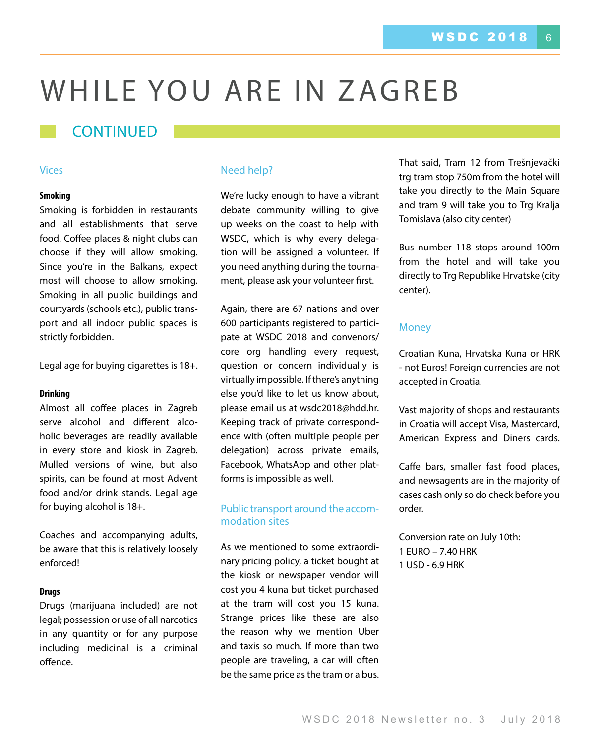# WHILE YOU ARE IN ZAGREB

## CONTINUED

### Vices

**Smoking**

Smoking is forbidden in restaurants and all establishments that serve food. Coffee places & night clubs can choose if they will allow smoking. Since you're in the Balkans, expect most will choose to allow smoking. Smoking in all public buildings and courtyards (schools etc.), public transport and all indoor public spaces is strictly forbidden.

Legal age for buying cigarettes is 18+.

**Drinking**

Almost all coffee places in Zagreb serve alcohol and different alcoholic beverages are readily available in every store and kiosk in Zagreb. Mulled versions of wine, but also spirits, can be found at most Advent food and/or drink stands. Legal age for buying alcohol is 18+.

Coaches and accompanying adults, be aware that this is relatively loosely enforced!

**Drugs**

Drugs (marijuana included) are not legal; possession or use of all narcotics in any quantity or for any purpose including medicinal is a criminal offence.

### Need help?

We're lucky enough to have a vibrant debate community willing to give up weeks on the coast to help with WSDC, which is why every delegation will be assigned a volunteer. If you need anything during the tournament, please ask your volunteer first.

Again, there are 67 nations and over 600 participants registered to participate at WSDC 2018 and convenors/core org handling every request, question or concern individually is virtually impossible. If there's anything else you'd like to let us know about, please email us at wsdc2018@hdd.hr. Keeping track of private correspondence with (often multiple people per delegation) across private emails, Facebook, WhatsApp and other platforms is impossible as well.

### Public transport around the accommodation sites

As we mentioned to some extraordinary pricing policy, a ticket bought at the kiosk or newspaper vendor will cost you 4 kuna but ticket purchased at the tram will cost you 15 kuna. Strange prices like these are also the reason why we mention Uber and taxis so much. If more than two people are traveling, a car will often be the same price as the tram or a bus.

That said, Tram 12 from Trešnjevački trg tram stop 750m from the hotel will take you directly to the Main Square and tram 9 will take you to Trg Kralja Tomislava (also city center)

Bus number 118 stops around 100m from the hotel and will take you directly to Trg Republike Hrvatske (city center).

### Money

Croatian Kuna, Hrvatska Kuna or HRK - not Euros! Foreign currencies are not accepted in Croatia.

Vast majority of shops and restaurants in Croatia will accept Visa, Mastercard, American Express and Diners cards.

Caffe bars, smaller fast food places, and newsagents are in the majority of cases cash only so do check before you order.

Conversion rate on July 10th:
1 EURO – 7.40 HRK
1 USD - 6.9 HRK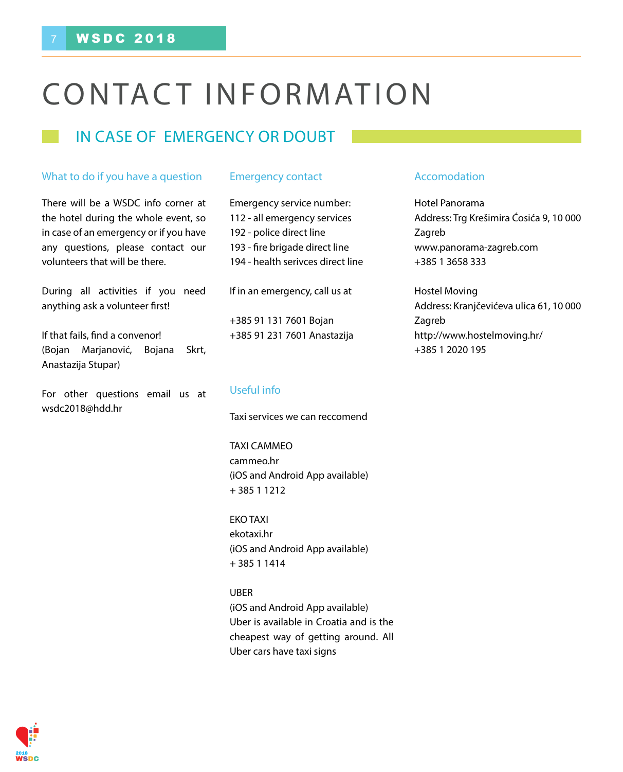# CONTACT INFORMATION

## IN CASE OF EMERGENCY OR DOUBT

### What to do if you have a question

There will be a WSDC info corner at the hotel during the whole event, so in case of an emergency or if you have any questions, please contact our volunteers that will be there.

During all activities if you need anything ask a volunteer first!

If that fails, find a convenor!
(Bojan Marjanović, Bojana Skrt, Anastazija Stupar)

For other questions email us at wsdc2018@hdd.hr

### Emergency contact

Emergency service number:
112 - all emergency services
192 - police direct line
193 - fire brigade direct line
194 - health serivces direct line

If in an emergency, call us at

+385 91 131 7601 Bojan
+385 91 231 7601 Anastazija

### Useful info

Taxi services we can reccomend

TAXI CAMMEO
cammeo.hr
(iOS and Android App available)
+ 385 1 1212

EKO TAXI
ekotaxi.hr
(iOS and Android App available)
+ 385 1 1414

UBER
(iOS and Android App available)
Uber is available in Croatia and is the cheapest way of getting around. All Uber cars have taxi signs

### Accomodation

Hotel Panorama
Address: Trg Krešimira Ćosića 9, 10 000 Zagreb
www.panorama-zagreb.com
+385 1 3658 333

Hostel Moving
Address: Kranjčevićeva ulica 61, 10 000 Zagreb
http://www.hostelmoving.hr/
+385 1 2020 195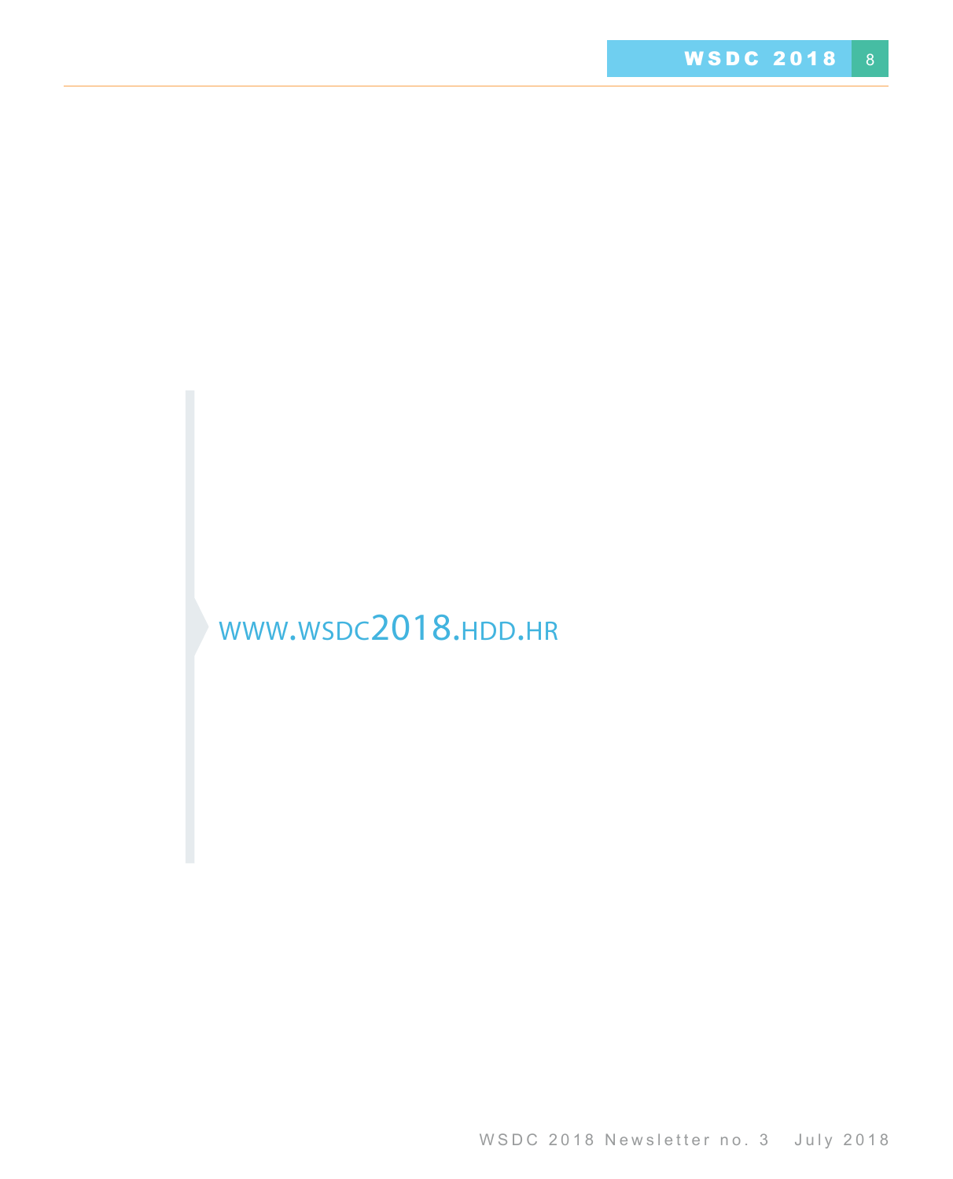WWW.WSDC2018.HDD.HR